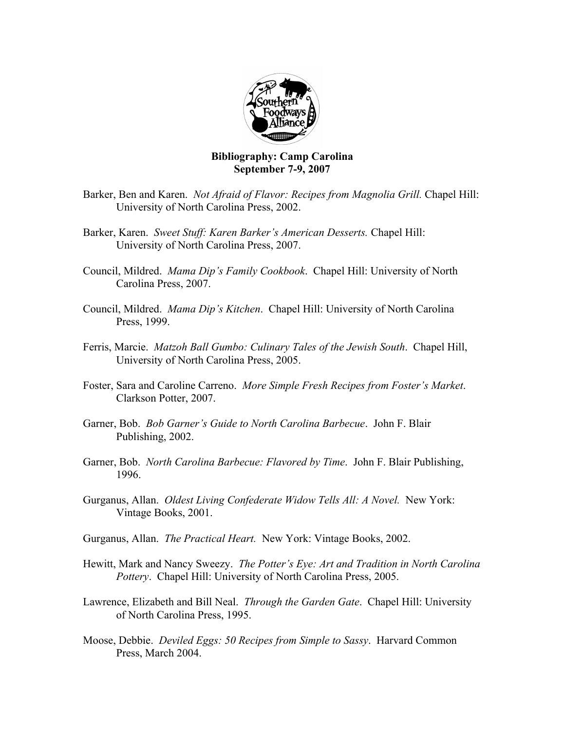**Bibliography: Camp Carolina**
**September 7-9, 2007**

Barker, Ben and Karen. *Not Afraid of Flavor: Recipes from Magnolia Grill.* Chapel Hill: University of North Carolina Press, 2002.

Barker, Karen. *Sweet Stuff: Karen Barker's American Desserts.* Chapel Hill: University of North Carolina Press, 2007.

Council, Mildred. *Mama Dip's Family Cookbook*. Chapel Hill: University of North Carolina Press, 2007.

Council, Mildred. *Mama Dip's Kitchen*. Chapel Hill: University of North Carolina Press, 1999.

Ferris, Marcie. *Matzoh Ball Gumbo: Culinary Tales of the Jewish South*. Chapel Hill, University of North Carolina Press, 2005.

Foster, Sara and Caroline Carreno. *More Simple Fresh Recipes from Foster's Market*. Clarkson Potter, 2007.

Garner, Bob. *Bob Garner's Guide to North Carolina Barbecue*. John F. Blair Publishing, 2002.

Garner, Bob. *North Carolina Barbecue: Flavored by Time*. John F. Blair Publishing, 1996.

Gurganus, Allan. *Oldest Living Confederate Widow Tells All: A Novel.* New York: Vintage Books, 2001.

Gurganus, Allan. *The Practical Heart.* New York: Vintage Books, 2002.

Hewitt, Mark and Nancy Sweezy. *The Potter's Eye: Art and Tradition in North Carolina Pottery*. Chapel Hill: University of North Carolina Press, 2005.

Lawrence, Elizabeth and Bill Neal. *Through the Garden Gate*. Chapel Hill: University of North Carolina Press, 1995.

Moose, Debbie. *Deviled Eggs: 50 Recipes from Simple to Sassy*. Harvard Common Press, March 2004.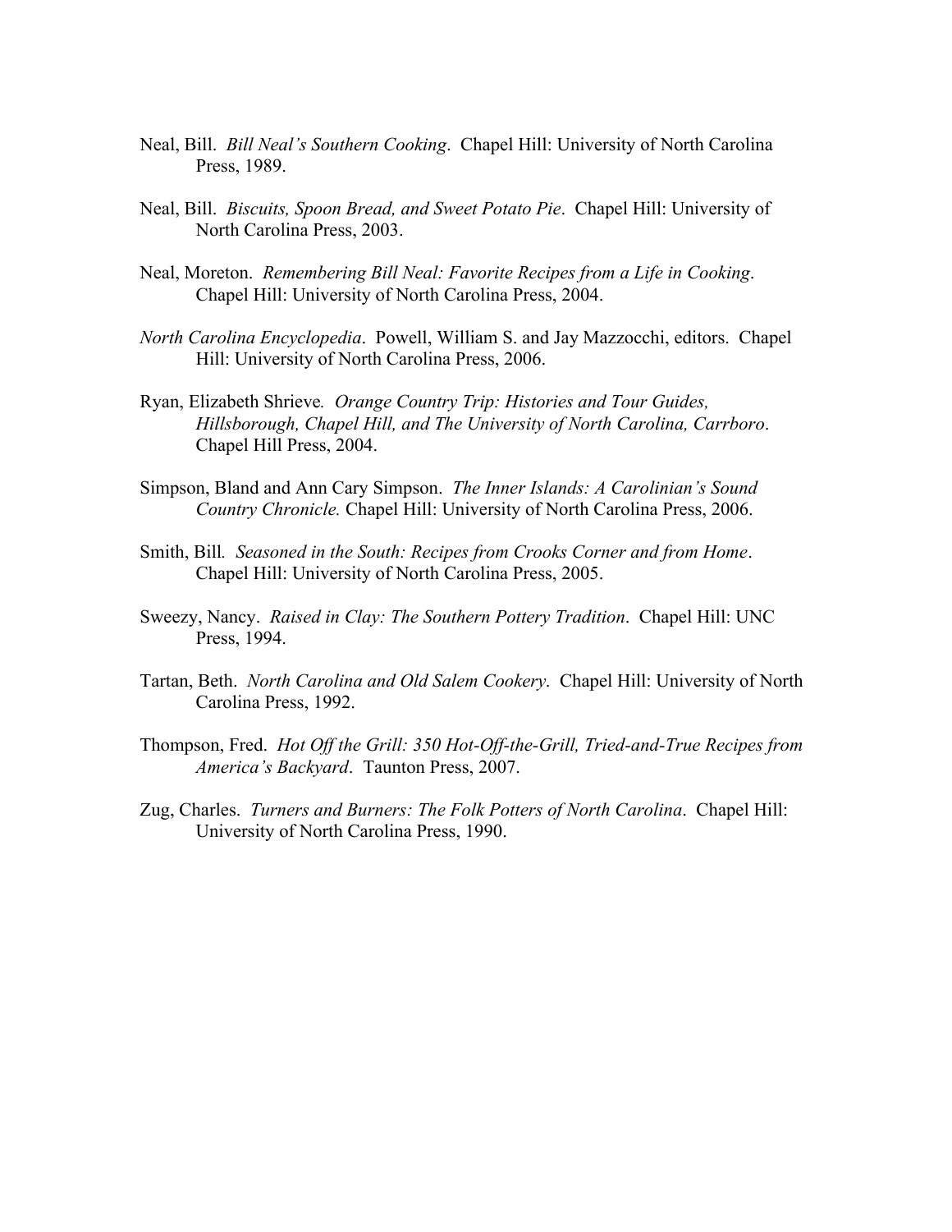Neal, Bill. *Bill Neal's Southern Cooking*. Chapel Hill: University of North Carolina Press, 1989.

Neal, Bill. *Biscuits, Spoon Bread, and Sweet Potato Pie*. Chapel Hill: University of North Carolina Press, 2003.

Neal, Moreton. *Remembering Bill Neal: Favorite Recipes from a Life in Cooking*. Chapel Hill: University of North Carolina Press, 2004.

*North Carolina Encyclopedia*. Powell, William S. and Jay Mazzocchi, editors. Chapel Hill: University of North Carolina Press, 2006.

Ryan, Elizabeth Shrieve. *Orange Country Trip: Histories and Tour Guides, Hillsborough, Chapel Hill, and The University of North Carolina, Carrboro*. Chapel Hill Press, 2004.

Simpson, Bland and Ann Cary Simpson. *The Inner Islands: A Carolinian's Sound Country Chronicle.* Chapel Hill: University of North Carolina Press, 2006.

Smith, Bill. *Seasoned in the South: Recipes from Crooks Corner and from Home*. Chapel Hill: University of North Carolina Press, 2005.

Sweezy, Nancy. *Raised in Clay: The Southern Pottery Tradition*. Chapel Hill: UNC Press, 1994.

Tartan, Beth. *North Carolina and Old Salem Cookery*. Chapel Hill: University of North Carolina Press, 1992.

Thompson, Fred. *Hot Off the Grill: 350 Hot-Off-the-Grill, Tried-and-True Recipes from America's Backyard*. Taunton Press, 2007.

Zug, Charles. *Turners and Burners: The Folk Potters of North Carolina*. Chapel Hill: University of North Carolina Press, 1990.